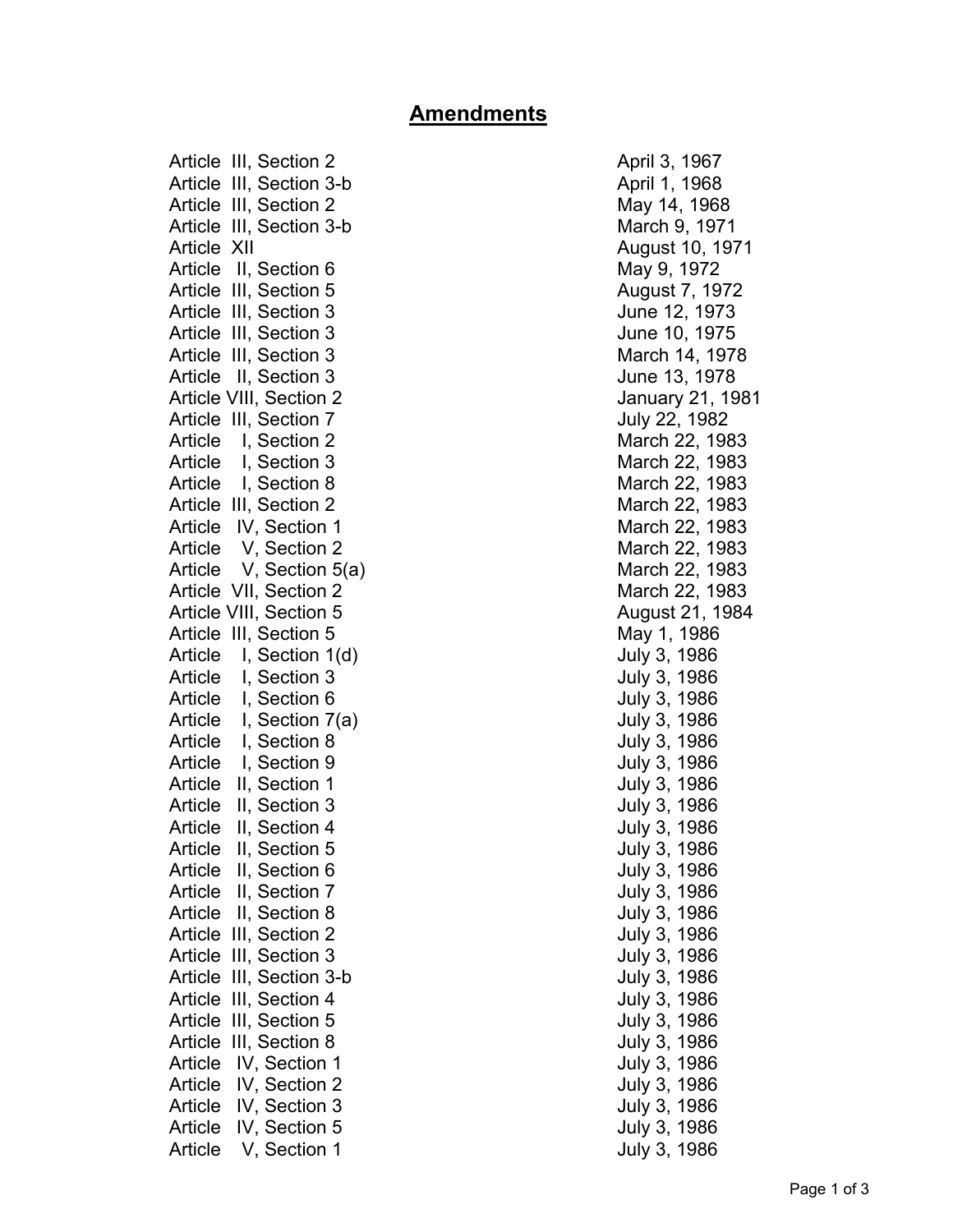# Amendments

| | |
|---|---|
| Article III, Section 2 | April 3, 1967 |
| Article III, Section 3-b | April 1, 1968 |
| Article III, Section 2 | May 14, 1968 |
| Article III, Section 3-b | March 9, 1971 |
| Article XII | August 10, 1971 |
| Article II, Section 6 | May 9, 1972 |
| Article III, Section 5 | August 7, 1972 |
| Article III, Section 3 | June 12, 1973 |
| Article III, Section 3 | June 10, 1975 |
| Article III, Section 3 | March 14, 1978 |
| Article II, Section 3 | June 13, 1978 |
| Article VIII, Section 2 | January 21, 1981 |
| Article III, Section 7 | July 22, 1982 |
| Article I, Section 2 | March 22, 1983 |
| Article I, Section 3 | March 22, 1983 |
| Article I, Section 8 | March 22, 1983 |
| Article III, Section 2 | March 22, 1983 |
| Article IV, Section 1 | March 22, 1983 |
| Article V, Section 2 | March 22, 1983 |
| Article V, Section 5(a) | March 22, 1983 |
| Article VII, Section 2 | March 22, 1983 |
| Article VIII, Section 5 | August 21, 1984 |
| Article III, Section 5 | May 1, 1986 |
| Article I, Section 1(d) | July 3, 1986 |
| Article I, Section 3 | July 3, 1986 |
| Article I, Section 6 | July 3, 1986 |
| Article I, Section 7(a) | July 3, 1986 |
| Article I, Section 8 | July 3, 1986 |
| Article I, Section 9 | July 3, 1986 |
| Article II, Section 1 | July 3, 1986 |
| Article II, Section 3 | July 3, 1986 |
| Article II, Section 4 | July 3, 1986 |
| Article II, Section 5 | July 3, 1986 |
| Article II, Section 6 | July 3, 1986 |
| Article II, Section 7 | July 3, 1986 |
| Article II, Section 8 | July 3, 1986 |
| Article III, Section 2 | July 3, 1986 |
| Article III, Section 3 | July 3, 1986 |
| Article III, Section 3-b | July 3, 1986 |
| Article III, Section 4 | July 3, 1986 |
| Article III, Section 5 | July 3, 1986 |
| Article III, Section 8 | July 3, 1986 |
| Article IV, Section 1 | July 3, 1986 |
| Article IV, Section 2 | July 3, 1986 |
| Article IV, Section 3 | July 3, 1986 |
| Article IV, Section 5 | July 3, 1986 |
| Article V, Section 1 | July 3, 1986 |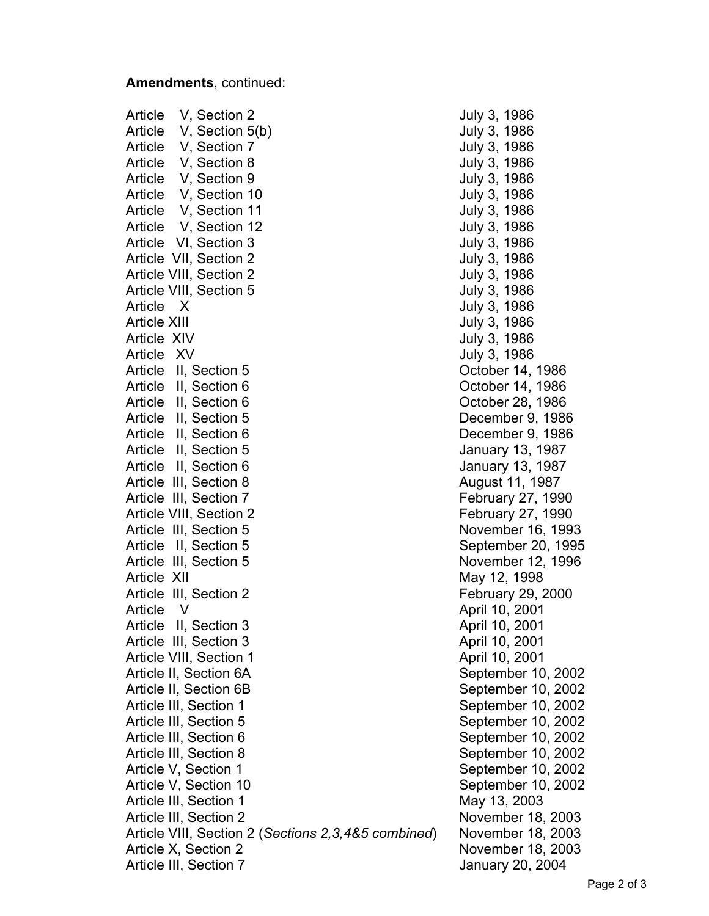**Amendments**, continued:

| | |
|---|---|
| Article V, Section 2 | July 3, 1986 |
| Article V, Section 5(b) | July 3, 1986 |
| Article V, Section 7 | July 3, 1986 |
| Article V, Section 8 | July 3, 1986 |
| Article V, Section 9 | July 3, 1986 |
| Article V, Section 10 | July 3, 1986 |
| Article V, Section 11 | July 3, 1986 |
| Article V, Section 12 | July 3, 1986 |
| Article VI, Section 3 | July 3, 1986 |
| Article VII, Section 2 | July 3, 1986 |
| Article VIII, Section 2 | July 3, 1986 |
| Article VIII, Section 5 | July 3, 1986 |
| Article X | July 3, 1986 |
| Article XIII | July 3, 1986 |
| Article XIV | July 3, 1986 |
| Article XV | July 3, 1986 |
| Article II, Section 5 | October 14, 1986 |
| Article II, Section 6 | October 14, 1986 |
| Article II, Section 6 | October 28, 1986 |
| Article II, Section 5 | December 9, 1986 |
| Article II, Section 6 | December 9, 1986 |
| Article II, Section 5 | January 13, 1987 |
| Article II, Section 6 | January 13, 1987 |
| Article III, Section 8 | August 11, 1987 |
| Article III, Section 7 | February 27, 1990 |
| Article VIII, Section 2 | February 27, 1990 |
| Article III, Section 5 | November 16, 1993 |
| Article II, Section 5 | September 20, 1995 |
| Article III, Section 5 | November 12, 1996 |
| Article XII | May 12, 1998 |
| Article III, Section 2 | February 29, 2000 |
| Article V | April 10, 2001 |
| Article II, Section 3 | April 10, 2001 |
| Article III, Section 3 | April 10, 2001 |
| Article VIII, Section 1 | April 10, 2001 |
| Article II, Section 6A | September 10, 2002 |
| Article II, Section 6B | September 10, 2002 |
| Article III, Section 1 | September 10, 2002 |
| Article III, Section 5 | September 10, 2002 |
| Article III, Section 6 | September 10, 2002 |
| Article III, Section 8 | September 10, 2002 |
| Article V, Section 1 | September 10, 2002 |
| Article V, Section 10 | September 10, 2002 |
| Article III, Section 1 | May 13, 2003 |
| Article III, Section 2 | November 18, 2003 |
| Article VIII, Section 2 (*Sections 2,3,4&5 combined*) | November 18, 2003 |
| Article X, Section 2 | November 18, 2003 |
| Article III, Section 7 | January 20, 2004 |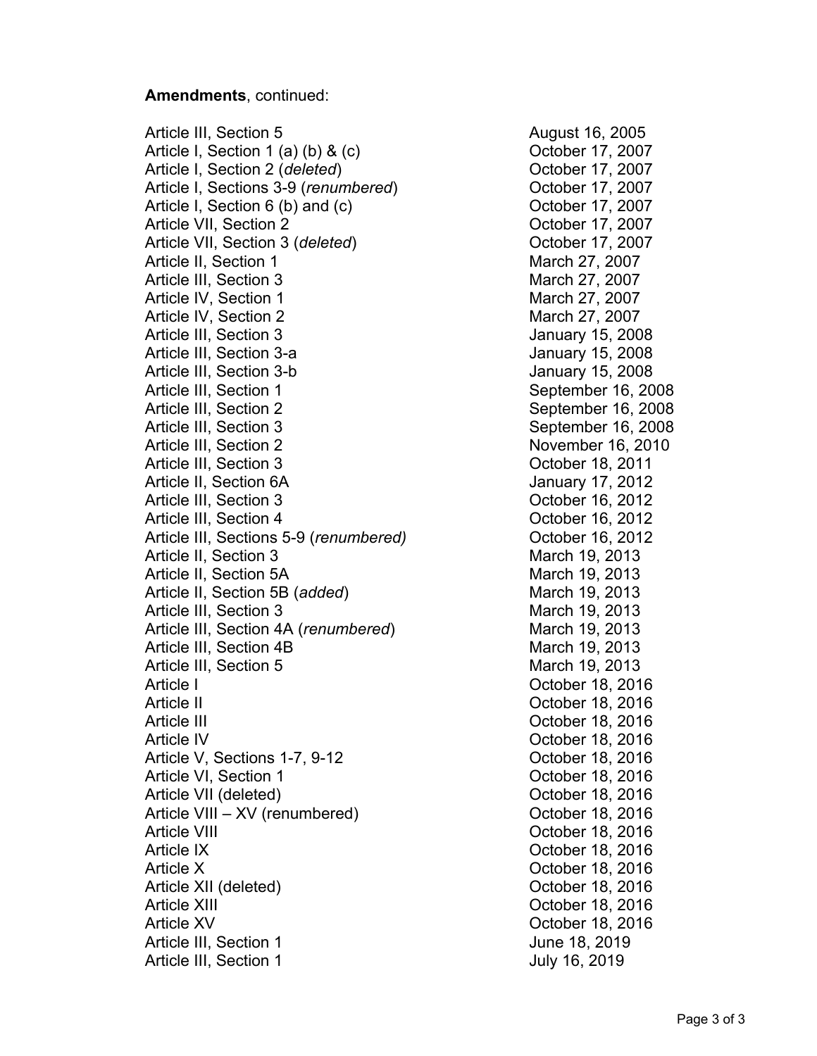**Amendments**, continued:

| | |
|---|---|
| Article III, Section 5 | August 16, 2005 |
| Article I, Section 1 (a) (b) & (c) | October 17, 2007 |
| Article I, Section 2 (*deleted*) | October 17, 2007 |
| Article I, Sections 3-9 (*renumbered*) | October 17, 2007 |
| Article I, Section 6 (b) and (c) | October 17, 2007 |
| Article VII, Section 2 | October 17, 2007 |
| Article VII, Section 3 (*deleted*) | October 17, 2007 |
| Article II, Section 1 | March 27, 2007 |
| Article III, Section 3 | March 27, 2007 |
| Article IV, Section 1 | March 27, 2007 |
| Article IV, Section 2 | March 27, 2007 |
| Article III, Section 3 | January 15, 2008 |
| Article III, Section 3-a | January 15, 2008 |
| Article III, Section 3-b | January 15, 2008 |
| Article III, Section 1 | September 16, 2008 |
| Article III, Section 2 | September 16, 2008 |
| Article III, Section 3 | September 16, 2008 |
| Article III, Section 2 | November 16, 2010 |
| Article III, Section 3 | October 18, 2011 |
| Article II, Section 6A | January 17, 2012 |
| Article III, Section 3 | October 16, 2012 |
| Article III, Section 4 | October 16, 2012 |
| Article III, Sections 5-9 (*renumbered)* | October 16, 2012 |
| Article II, Section 3 | March 19, 2013 |
| Article II, Section 5A | March 19, 2013 |
| Article II, Section 5B (*added*) | March 19, 2013 |
| Article III, Section 3 | March 19, 2013 |
| Article III, Section 4A (*renumbered*) | March 19, 2013 |
| Article III, Section 4B | March 19, 2013 |
| Article III, Section 5 | March 19, 2013 |
| Article I | October 18, 2016 |
| Article II | October 18, 2016 |
| Article III | October 18, 2016 |
| Article IV | October 18, 2016 |
| Article V, Sections 1-7, 9-12 | October 18, 2016 |
| Article VI, Section 1 | October 18, 2016 |
| Article VII (deleted) | October 18, 2016 |
| Article VIII – XV (renumbered) | October 18, 2016 |
| Article VIII | October 18, 2016 |
| Article IX | October 18, 2016 |
| Article X | October 18, 2016 |
| Article XII (deleted) | October 18, 2016 |
| Article XIII | October 18, 2016 |
| Article XV | October 18, 2016 |
| Article III, Section 1 | June 18, 2019 |
| Article III, Section 1 | July 16, 2019 |